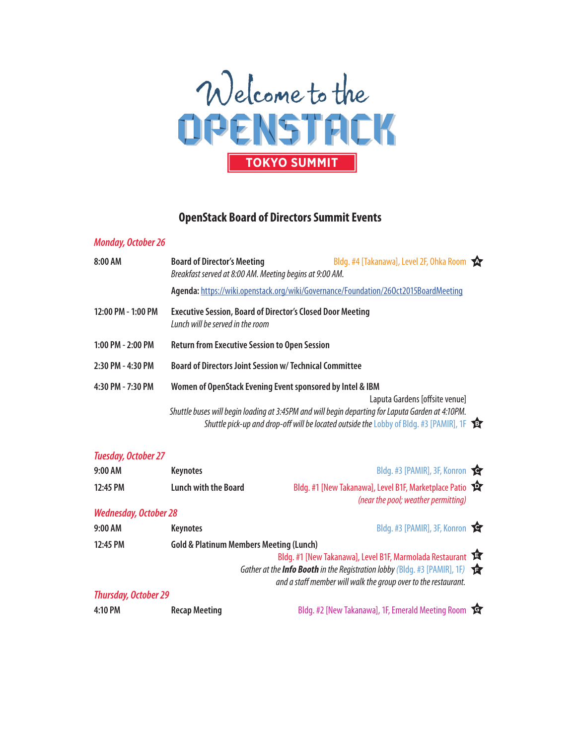# Welcome to the OPENSTACK TOKYO SUMMIT

## OpenStack Board of Directors Summit Events

### *Monday, October 26*

**8:00 AM** — **Board of Director's Meeting** — Bldg. #4 [Takanawa], Level 2F, Ohka Room (A)
*Breakfast served at 8:00 AM. Meeting begins at 9:00 AM.*
**Agenda:** https://wiki.openstack.org/wiki/Governance/Foundation/26Oct2015BoardMeeting

**12:00 PM - 1:00 PM** — **Executive Session, Board of Director's Closed Door Meeting**
*Lunch will be served in the room*

**1:00 PM - 2:00 PM** — **Return from Executive Session to Open Session**

**2:30 PM - 4:30 PM** — **Board of Directors Joint Session w/ Technical Committee**

**4:30 PM - 7:30 PM** — **Women of OpenStack Evening Event sponsored by Intel & IBM**
Laputa Gardens [offsite venue]
*Shuttle buses will begin loading at 3:45PM and will begin departing for Laputa Garden at 4:10PM.*
*Shuttle pick-up and drop-off will be located outside the* Lobby of Bldg. #3 [PAMIR], 1F (B)

### *Tuesday, October 27*

**9:00 AM** — **Keynotes** — Bldg. #3 [PAMIR], 3F, Konron (C)

**12:45 PM** — **Lunch with the Board** — Bldg. #1 [New Takanawa], Level B1F, Marketplace Patio (D)
*(near the pool; weather permitting)*

### *Wednesday, October 28*

**9:00 AM** — **Keynotes** — Bldg. #3 [PAMIR], 3F, Konron (C)

**12:45 PM** — **Gold & Platinum Members Meeting (Lunch)**
Bldg. #1 [New Takanawa], Level B1F, Marmolada Restaurant (E)
*Gather at the **Info Booth** in the Registration lobby* (Bldg. #3 [PAMIR], 1F) (F)
*and a staff member will walk the group over to the restaurant.*

### *Thursday, October 29*

**4:10 PM** — **Recap Meeting** — Bldg. #2 [New Takanawa], 1F, Emerald Meeting Room (G)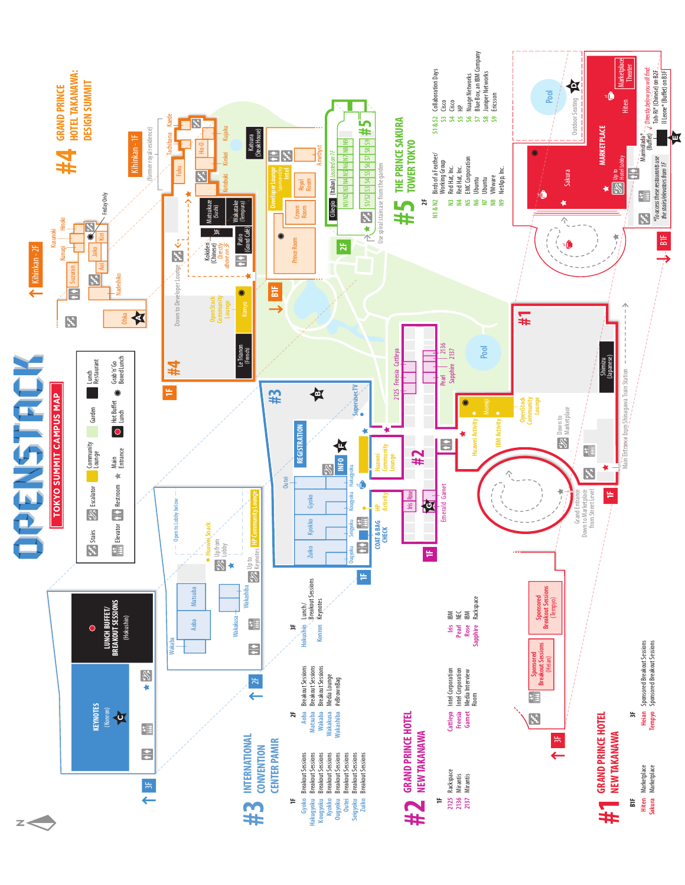# OPENSTACK

## TOKYO SUMMIT CAMPUS MAP

Stairs · Escalator · Community Lounge · Garden · Lunch Restaurant

Elevator · Restroom · Main Entrance · Hot Buffet Lunch · Grab'n Go Boxed Lunch

## #1 GRAND PRINCE HOTEL NEW TAKANAWA

**B1F**

| | |
|---|---|
| Hiten | Marketplace |
| Sakura | Marketplace |

**3F**

| | |
|---|---|
| Heian | Sponsored Breakout Sessions |
| Tempyo | Sponsored Breakout Sessions |

## #2 GRAND PRINCE HOTEL NEW TAKANAWA

**1F**

| | |
|---|---|
| 2125 | Rackspace |
| 2136 | Mirantis |
| 2137 | Mirantis |
| Cattleya | Intel Corporation |
| Freesia | Intel Corporation |
| Garnet | Media Interview Room |
| Iris | IBM |
| Pearl | NEC |
| Rose | IBM |
| Sapphire | Rackspace |

## #3 INTERNATIONAL CONVENTION CENTER PAMIR

**1F**

| | |
|---|---|
| Gyoko | Breakout Sessions |
| Hakugyoku | Breakout Sessions |
| Kougyoku | Breakout Sessions |
| Kyokko | Breakout Sessions |
| Ougyoku | Breakout Sessions |
| Outei | Breakout Sessions |
| Seigyoku | Breakout Sessions |
| Zuiko | Breakout Sessions |

**2F**

| | |
|---|---|
| Aoba | Breakout Sessions |
| Matsuba | Breakout Sessions |
| Wakaba | Breakout Sessions |
| Wakakusa | Media Lounge |
| Wakashiba | #vBrownBag |

**3F**

| | |
|---|---|
| Hokushin | Lunch/ Breakout Sessions |
| Konron | Keynotes |

## #4 GRAND PRINCE HOTEL TAKANAWA: DESIGN SUMMIT

## #5 THE PRINCE SAKURA TOWER TOKYO

**2F**

| | |
|---|---|
| N1 & N2 | Birds of a Feather/ Working Group |
| N3 | Red Hat, Inc. |
| N4 | Red Hat, Inc. |
| N5 | EMC Corporation |
| N6 | Ubuntu |
| N7 | Ubuntu |
| N8 | VMware |
| N9 | NetApp, Inc. |
| S1 & S2 | Collaboration Days |
| S3 | Cisco |
| S4 | Cisco |
| S5 | HP |
| S6 | Nuage Networks |
| S7 | Blue Box, an IBM Company |
| S8 | Juniper Networks |
| S9 | Ericsson |

Ciliegio (Italian) *Located on 1F*

Use spiral staircase from the garden

---

KEYNOTES (Konron)

LUNCH BUFFET/ BREAKOUT SESSIONS (Hokushin)

3F · 2F · 1F · B1F

Wakaba · Aoba · Matsuba · Wakakusa · Wakashiba · Huawei Snack · Up from Lobby · Open to Lobby below · HP Community Lounge · Up to Keynotes

REGISTRATION · INFO · COAT & BAG CHECK · HP Activity · Outei · Gyoko · Kyokko · Zuiko · Hakugyoku · Kougyoku · Seigyoku · Ougyoku · Supertuser.TV

Huawei Community Lounge · Iris · Rose · Emerald · Garnet · 2125 · Freesia · Cattleya · Pearl · Sapphire · 2136 · 2137 · Pool

Huawei Activity · IBM Activity · Momiji · OpenStack Community Lounge · Down to Marketplace · Grand Entrance · Down to Marketplace from Street Level · Shimizu (Japanese) · Main Entrance from Shinagawa Train Station

Sponsored Breakout Sessions (Tempyo) · Sponsored Breakout Sessions (Heian)

Kihinkan - 2F · Kihinkan - 1F (former royal residence) · Friday Only

Kusunoki · Hinoki · Kunugi · Suzuran · Jako · Kiri · Aoi · Nadeshiko · Ohka

Down to Developer Lounge · OpenStack Community Lounge · Kamyo · Le Trianon (French) · Kokiden (Chinese) *Directly above on 3F* · Matsukaze (Sushi) · Wakatake (Tempura) · Patio (Grand Café) · 3F

Tachibana · Kaede · Fuku · Ho-O · Kotobuki · Kinkei · Kujaku · Katsura (Steak House)

Developer Lounge *Sponsored by* Intel · Royal Room · Crown Room · Prince Room · Amethyst

Pool · Outdoor Seating · Hiten · Marketplace Theater · MARKETPLACE · Sakura · Up to Hotel Lobby

*Directly below you will find:* Toh-Ri* (Chinese) on B2F · Il Leone* (Buffet) on B3F · Marmorata* (Buffet)

*To access these restaurants use the stairs/elevators from 1F

A · B · C · D · E · F · G

N